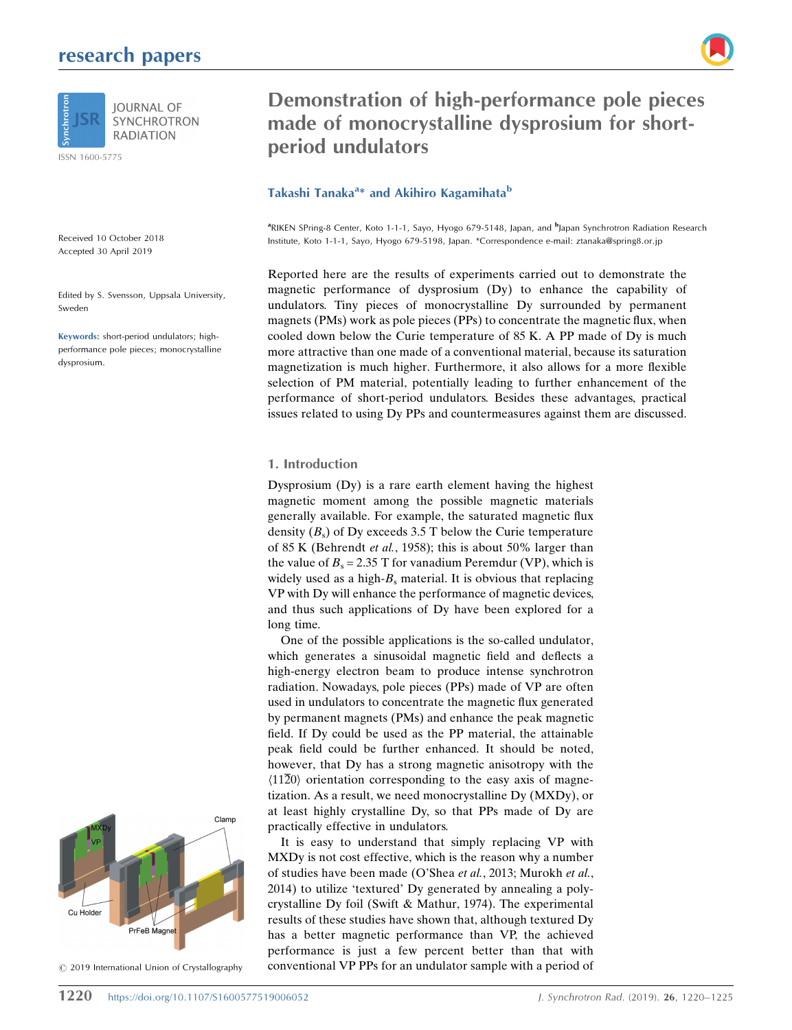# Demonstration of high-performance pole pieces made of monocrystalline dysprosium for short-period undulators

**Takashi Tanaka[a]\* and Akihiro Kagamihata[b]**

[a]RIKEN SPring-8 Center, Koto 1-1-1, Sayo, Hyogo 679-5148, Japan, and [b]Japan Synchrotron Radiation Research Institute, Koto 1-1-1, Sayo, Hyogo 679-5198, Japan. \*Correspondence e-mail: ztanaka@spring8.or.jp

Received 10 October 2018
Accepted 30 April 2019

Edited by S. Svensson, Uppsala University, Sweden

**Keywords:** short-period undulators; high-performance pole pieces; monocrystalline dysprosium.

Reported here are the results of experiments carried out to demonstrate the magnetic performance of dysprosium (Dy) to enhance the capability of undulators. Tiny pieces of monocrystalline Dy surrounded by permanent magnets (PMs) work as pole pieces (PPs) to concentrate the magnetic flux, when cooled down below the Curie temperature of 85 K. A PP made of Dy is much more attractive than one made of a conventional material, because its saturation magnetization is much higher. Furthermore, it also allows for a more flexible selection of PM material, potentially leading to further enhancement of the performance of short-period undulators. Besides these advantages, practical issues related to using Dy PPs and countermeasures against them are discussed.

## 1. Introduction

Dysprosium (Dy) is a rare earth element having the highest magnetic moment among the possible magnetic materials generally available. For example, the saturated magnetic flux density ($B_s$) of Dy exceeds 3.5 T below the Curie temperature of 85 K (Behrendt *et al.*, 1958); this is about 50% larger than the value of $B_s$ = 2.35 T for vanadium Peremdur (VP), which is widely used as a high-$B_s$ material. It is obvious that replacing VP with Dy will enhance the performance of magnetic devices, and thus such applications of Dy have been explored for a long time.

One of the possible applications is the so-called undulator, which generates a sinusoidal magnetic field and deflects a high-energy electron beam to produce intense synchrotron radiation. Nowadays, pole pieces (PPs) made of VP are often used in undulators to concentrate the magnetic flux generated by permanent magnets (PMs) and enhance the peak magnetic field. If Dy could be used as the PP material, the attainable peak field could be further enhanced. It should be noted, however, that Dy has a strong magnetic anisotropy with the $\langle 11\bar{2}0\rangle$ orientation corresponding to the easy axis of magnetization. As a result, we need monocrystalline Dy (MXDy), or at least highly crystalline Dy, so that PPs made of Dy are practically effective in undulators.

It is easy to understand that simply replacing VP with MXDy is not cost effective, which is the reason why a number of studies have been made (O'Shea *et al.*, 2013; Murokh *et al.*, 2014) to utilize 'textured' Dy generated by annealing a polycrystalline Dy foil (Swift & Mathur, 1974). The experimental results of these studies have shown that, although textured Dy has a better magnetic performance than VP, the achieved performance is just a few percent better than that with conventional VP PPs for an undulator sample with a period of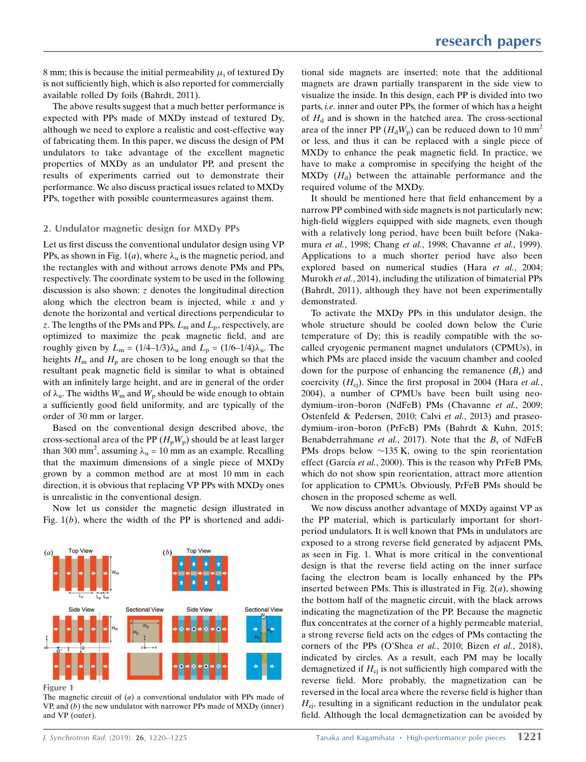8 mm; this is because the initial permeability $\mu_i$ of textured Dy is not sufficiently high, which is also reported for commercially available rolled Dy foils (Bahrdt, 2011).

The above results suggest that a much better performance is expected with PPs made of MXDy instead of textured Dy, although we need to explore a realistic and cost-effective way of fabricating them. In this paper, we discuss the design of PM undulators to take advantage of the excellent magnetic properties of MXDy as an undulator PP, and present the results of experiments carried out to demonstrate their performance. We also discuss practical issues related to MXDy PPs, together with possible countermeasures against them.

## 2. Undulator magnetic design for MXDy PPs

Let us first discuss the conventional undulator design using VP PPs, as shown in Fig. 1(*a*), where $\lambda_u$ is the magnetic period, and the rectangles with and without arrows denote PMs and PPs, respectively. The coordinate system to be used in the following discussion is also shown: $z$ denotes the longitudinal direction along which the electron beam is injected, while $x$ and $y$ denote the horizontal and vertical directions perpendicular to $z$. The lengths of the PMs and PPs, $L_m$ and $L_p$, respectively, are optimized to maximize the peak magnetic field, and are roughly given by $L_m = (1/4\text{–}1/3)\lambda_u$ and $L_p = (1/6\text{–}1/4)\lambda_u$. The heights $H_m$ and $H_p$ are chosen to be long enough so that the resultant peak magnetic field is similar to what is obtained with an infinitely large height, and are in general of the order of $\lambda_u$. The widths $W_m$ and $W_p$ should be wide enough to obtain a sufficiently good field uniformity, and are typically of the order of 30 mm or larger.

Based on the conventional design described above, the cross-sectional area of the PP ($H_pW_p$) should be at least larger than 300 mm$^2$, assuming $\lambda_u$ = 10 mm as an example. Recalling that the maximum dimensions of a single piece of MXDy grown by a common method are at most 10 mm in each direction, it is obvious that replacing VP PPs with MXDy ones is unrealistic in the conventional design.

Now let us consider the magnetic design illustrated in Fig. 1(*b*), where the width of the PP is shortened and additional side magnets are inserted; note that the additional magnets are drawn partially transparent in the side view to visualize the inside. In this design, each PP is divided into two parts, *i.e.* inner and outer PPs, the former of which has a height of $H_d$ and is shown in the hatched area. The cross-sectional area of the inner PP ($H_dW_p$) can be reduced down to 10 mm$^2$ or less, and thus it can be replaced with a single piece of MXDy to enhance the peak magnetic field. In practice, we have to make a compromise in specifying the height of the MXDy ($H_d$) between the attainable performance and the required volume of the MXDy.

It should be mentioned here that field enhancement by a narrow PP combined with side magnets is not particularly new; high-field wigglers equipped with side magnets, even though with a relatively long period, have been built before (Nakamura *et al.*, 1998; Chang *et al.*, 1998; Chavanne *et al.*, 1999). Applications to a much shorter period have also been explored based on numerical studies (Hara *et al.*, 2004; Murokh *et al.*, 2014), including the utilization of bimaterial PPs (Bahrdt, 2011), although they have not been experimentally demonstrated.

To activate the MXDy PPs in this undulator design, the whole structure should be cooled down below the Curie temperature of Dy; this is readily compatible with the so-called cryogenic permanent magnet undulators (CPMUs), in which PMs are placed inside the vacuum chamber and cooled down for the purpose of enhancing the remanence ($B_r$) and coercivity ($H_{cj}$). Since the first proposal in 2004 (Hara *et al.*, 2004), a number of CPMUs have been built using neodymium–iron–boron (NdFeB) PMs (Chavanne *et al.*, 2009; Ostenfeld & Pedersen, 2010; Calvi *et al.*, 2013) and praseodymium–iron–boron (PrFeB) PMs (Bahrdt & Kuhn, 2015; Benabderrahmane *et al.*, 2017). Note that the $B_r$ of NdFeB PMs drops below ~135 K, owing to the spin reorientation effect (García *et al.*, 2000). This is the reason why PrFeB PMs, which do not show spin reorientation, attract more attention for application to CPMUs. Obviously, PrFeB PMs should be chosen in the proposed scheme as well.

We now discuss another advantage of MXDy against VP as the PP material, which is particularly important for short-period undulators. It is well known that PMs in undulators are exposed to a strong reverse field generated by adjacent PMs, as seen in Fig. 1. What is more critical in the conventional design is that the reverse field acting on the inner surface facing the electron beam is locally enhanced by the PPs inserted between PMs. This is illustrated in Fig. 2(*a*), showing the bottom half of the magnetic circuit, with the black arrows indicating the magnetization of the PP. Because the magnetic flux concentrates at the corner of a highly permeable material, a strong reverse field acts on the edges of PMs contacting the corners of the PPs (O'Shea *et al.*, 2010; Bizen *et al.*, 2018), indicated by circles. As a result, each PM may be locally demagnetized if $H_{cj}$ is not sufficiently high compared with the reverse field. More probably, the magnetization can be reversed in the local area where the reverse field is higher than $H_{cj}$, resulting in a significant reduction in the undulator peak field. Although the local demagnetization can be avoided by

**Figure 1**
The magnetic circuit of (*a*) a conventional undulator with PPs made of VP, and (*b*) the new undulator with narrower PPs made of MXDy (inner) and VP (outer).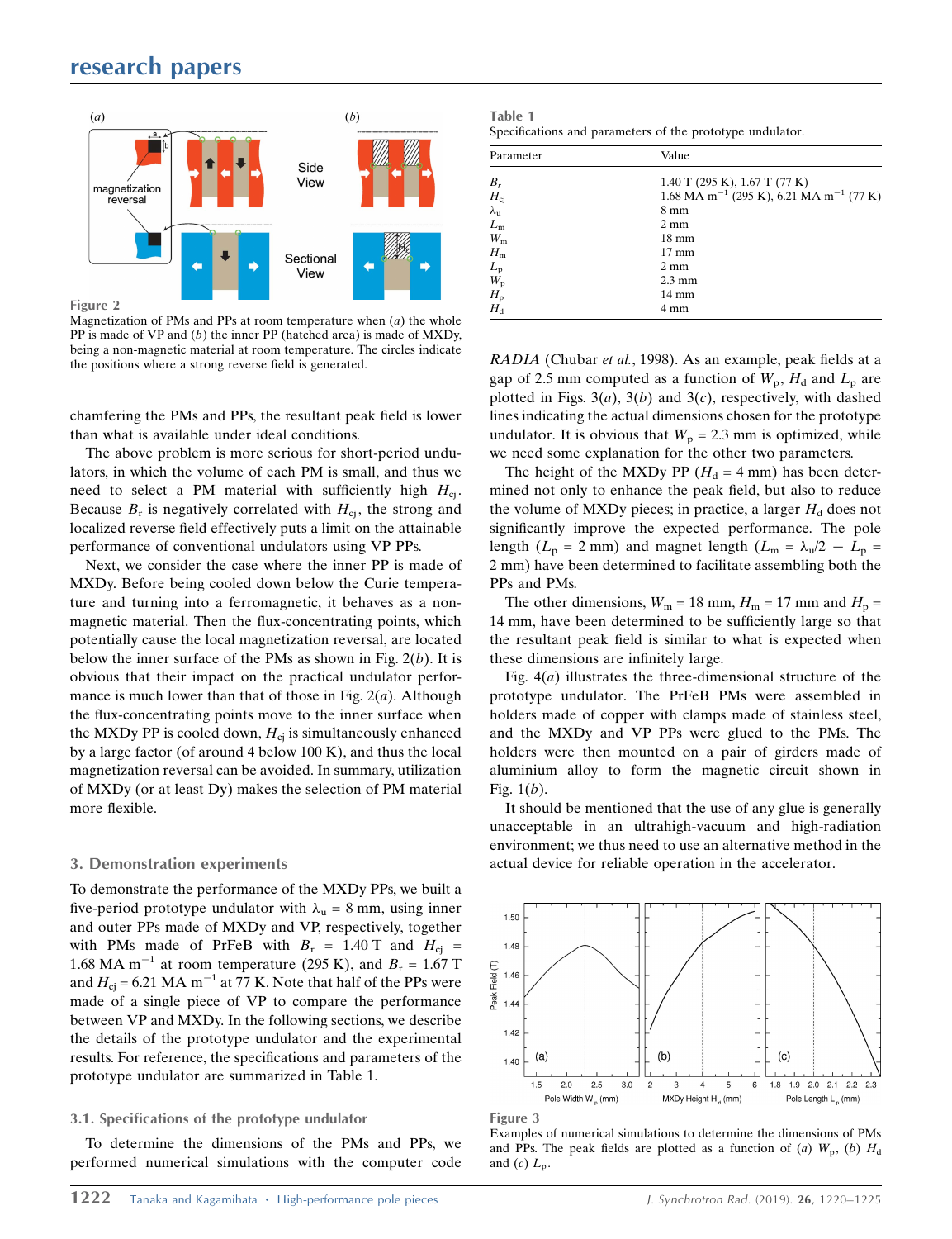Figure 2
Magnetization of PMs and PPs at room temperature when (*a*) the whole PP is made of VP and (*b*) the inner PP (hatched area) is made of MXDy, being a non-magnetic material at room temperature. The circles indicate the positions where a strong reverse field is generated.

chamfering the PMs and PPs, the resultant peak field is lower than what is available under ideal conditions.

The above problem is more serious for short-period undulators, in which the volume of each PM is small, and thus we need to select a PM material with sufficiently high $H_{cj}$. Because $B_r$ is negatively correlated with $H_{cj}$, the strong and localized reverse field effectively puts a limit on the attainable performance of conventional undulators using VP PPs.

Next, we consider the case where the inner PP is made of MXDy. Before being cooled down below the Curie temperature and turning into a ferromagnetic, it behaves as a non-magnetic material. Then the flux-concentrating points, which potentially cause the local magnetization reversal, are located below the inner surface of the PMs as shown in Fig. 2(*b*). It is obvious that their impact on the practical undulator performance is much lower than that of those in Fig. 2(*a*). Although the flux-concentrating points move to the inner surface when the MXDy PP is cooled down, $H_{cj}$ is simultaneously enhanced by a large factor (of around 4 below 100 K), and thus the local magnetization reversal can be avoided. In summary, utilization of MXDy (or at least Dy) makes the selection of PM material more flexible.

## 3. Demonstration experiments

To demonstrate the performance of the MXDy PPs, we built a five-period prototype undulator with $\lambda_u$ = 8 mm, using inner and outer PPs made of MXDy and VP, respectively, together with PMs made of PrFeB with $B_r$ = 1.40 T and $H_{cj}$ = 1.68 MA m$^{-1}$ at room temperature (295 K), and $B_r$ = 1.67 T and $H_{cj}$ = 6.21 MA m$^{-1}$ at 77 K. Note that half of the PPs were made of a single piece of VP to compare the performance between VP and MXDy. In the following sections, we describe the details of the prototype undulator and the experimental results. For reference, the specifications and parameters of the prototype undulator are summarized in Table 1.

### 3.1. Specifications of the prototype undulator

To determine the dimensions of the PMs and PPs, we performed numerical simulations with the computer code *RADIA* (Chubar *et al.*, 1998). As an example, peak fields at a gap of 2.5 mm computed as a function of $W_p$, $H_d$ and $L_p$ are plotted in Figs. 3(*a*), 3(*b*) and 3(*c*), respectively, with dashed lines indicating the actual dimensions chosen for the prototype undulator. It is obvious that $W_p$ = 2.3 mm is optimized, while we need some explanation for the other two parameters.

The height of the MXDy PP ($H_d$ = 4 mm) has been determined not only to enhance the peak field, but also to reduce the volume of MXDy pieces; in practice, a larger $H_d$ does not significantly improve the expected performance. The pole length ($L_p$ = 2 mm) and magnet length ($L_m = \lambda_u/2 - L_p$ = 2 mm) have been determined to facilitate assembling both the PPs and PMs.

The other dimensions, $W_m$ = 18 mm, $H_m$ = 17 mm and $H_p$ = 14 mm, have been determined to be sufficiently large so that the resultant peak field is similar to what is expected when these dimensions are infinitely large.

Fig. 4(*a*) illustrates the three-dimensional structure of the prototype undulator. The PrFeB PMs were assembled in holders made of copper with clamps made of stainless steel, and the MXDy and VP PPs were glued to the PMs. The holders were then mounted on a pair of girders made of aluminium alloy to form the magnetic circuit shown in Fig. 1(*b*).

It should be mentioned that the use of any glue is generally unacceptable in an ultrahigh-vacuum and high-radiation environment; we thus need to use an alternative method in the actual device for reliable operation in the accelerator.

Table 1
Specifications and parameters of the prototype undulator.

| Parameter | Value |
|---|---|
| $B_r$ | 1.40 T (295 K), 1.67 T (77 K) |
| $H_{cj}$ | 1.68 MA m$^{-1}$ (295 K), 6.21 MA m$^{-1}$ (77 K) |
| $\lambda_u$ | 8 mm |
| $L_m$ | 2 mm |
| $W_m$ | 18 mm |
| $H_m$ | 17 mm |
| $L_p$ | 2 mm |
| $W_p$ | 2.3 mm |
| $H_p$ | 14 mm |
| $H_d$ | 4 mm |

Figure 3
Examples of numerical simulations to determine the dimensions of PMs and PPs. The peak fields are plotted as a function of (*a*) $W_p$, (*b*) $H_d$ and (*c*) $L_p$.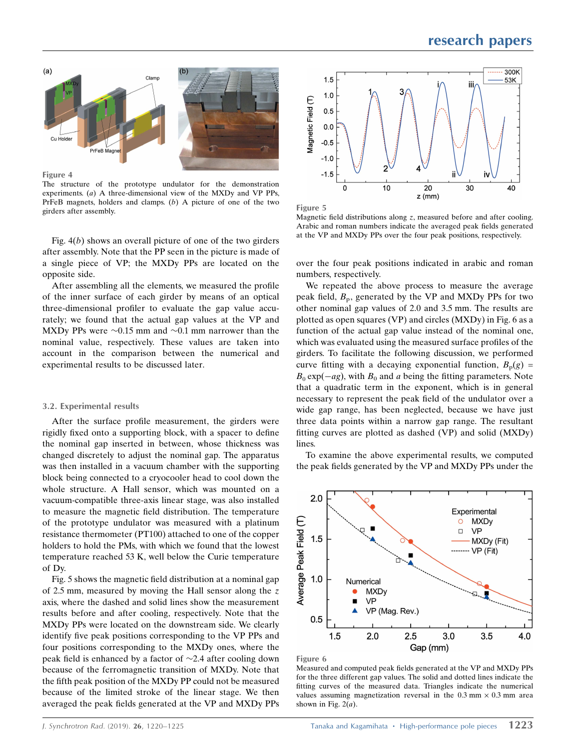Figure 4

The structure of the prototype undulator for the demonstration experiments. (*a*) A three-dimensional view of the MXDy and VP PPs, PrFeB magnets, holders and clamps. (*b*) A picture of one of the two girders after assembly.

Fig. 4(*b*) shows an overall picture of one of the two girders after assembly. Note that the PP seen in the picture is made of a single piece of VP; the MXDy PPs are located on the opposite side.

After assembling all the elements, we measured the profile of the inner surface of each girder by means of an optical three-dimensional profiler to evaluate the gap value accurately; we found that the actual gap values at the VP and MXDy PPs were ~0.15 mm and ~0.1 mm narrower than the nominal value, respectively. These values are taken into account in the comparison between the numerical and experimental results to be discussed later.

### 3.2. Experimental results

After the surface profile measurement, the girders were rigidly fixed onto a supporting block, with a spacer to define the nominal gap inserted in between, whose thickness was changed discretely to adjust the nominal gap. The apparatus was then installed in a vacuum chamber with the supporting block being connected to a cryocooler head to cool down the whole structure. A Hall sensor, which was mounted on a vacuum-compatible three-axis linear stage, was also installed to measure the magnetic field distribution. The temperature of the prototype undulator was measured with a platinum resistance thermometer (PT100) attached to one of the copper holders to hold the PMs, with which we found that the lowest temperature reached 53 K, well below the Curie temperature of Dy.

Fig. 5 shows the magnetic field distribution at a nominal gap of 2.5 mm, measured by moving the Hall sensor along the $z$ axis, where the dashed and solid lines show the measurement results before and after cooling, respectively. Note that the MXDy PPs were located on the downstream side. We clearly identify five peak positions corresponding to the VP PPs and four positions corresponding to the MXDy ones, where the peak field is enhanced by a factor of ~2.4 after cooling down because of the ferromagnetic transition of MXDy. Note that the fifth peak position of the MXDy PP could not be measured because of the limited stroke of the linear stage. We then averaged the peak fields generated at the VP and MXDy PPs over the four peak positions indicated in arabic and roman numbers, respectively.

Figure 5

Magnetic field distributions along $z$, measured before and after cooling. Arabic and roman numbers indicate the averaged peak fields generated at the VP and MXDy PPs over the four peak positions, respectively.

We repeated the above process to measure the average peak field, $B_p$, generated by the VP and MXDy PPs for two other nominal gap values of 2.0 and 3.5 mm. The results are plotted as open squares (VP) and circles (MXDy) in Fig. 6 as a function of the actual gap value instead of the nominal one, which was evaluated using the measured surface profiles of the girders. To facilitate the following discussion, we performed curve fitting with a decaying exponential function, $B_p(g) = B_0 \exp(-ag)$, with $B_0$ and $a$ being the fitting parameters. Note that a quadratic term in the exponent, which is in general necessary to represent the peak field of the undulator over a wide gap range, has been neglected, because we have just three data points within a narrow gap range. The resultant fitting curves are plotted as dashed (VP) and solid (MXDy) lines.

To examine the above experimental results, we computed the peak fields generated by the VP and MXDy PPs under the

Figure 6

Measured and computed peak fields generated at the VP and MXDy PPs for the three different gap values. The solid and dotted lines indicate the fitting curves of the measured data. Triangles indicate the numerical values assuming magnetization reversal in the 0.3 mm × 0.3 mm area shown in Fig. 2(*a*).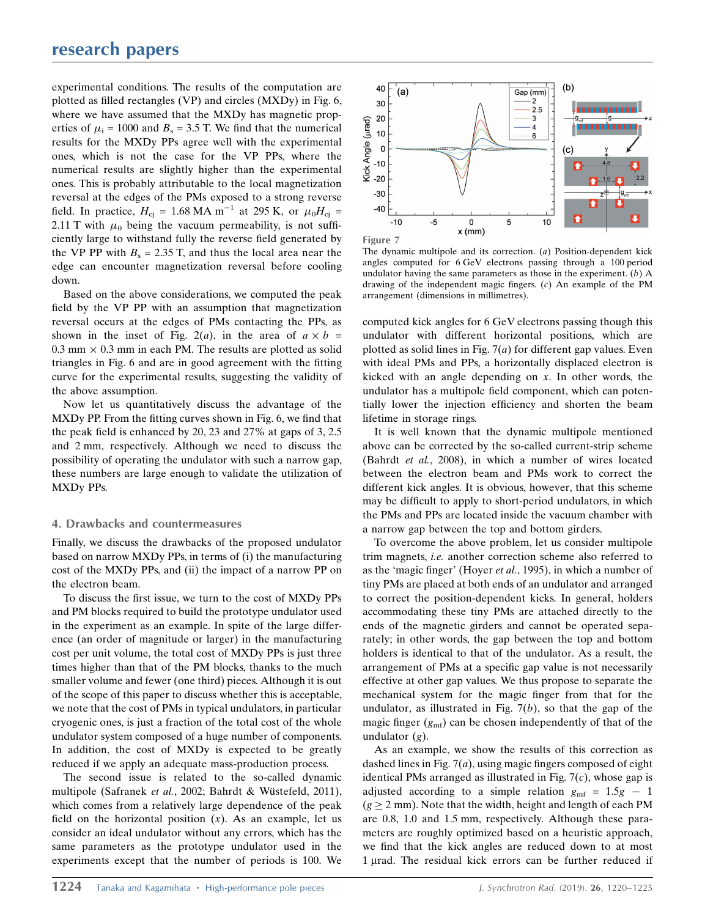experimental conditions. The results of the computation are plotted as filled rectangles (VP) and circles (MXDy) in Fig. 6, where we have assumed that the MXDy has magnetic properties of $\mu_i = 1000$ and $B_s = 3.5$ T. We find that the numerical results for the MXDy PPs agree well with the experimental ones, which is not the case for the VP PPs, where the numerical results are slightly higher than the experimental ones. This is probably attributable to the local magnetization reversal at the edges of the PMs exposed to a strong reverse field. In practice, $H_{cj}$ = 1.68 MA m$^{-1}$ at 295 K, or $\mu_0 H_{cj}$ = 2.11 T with $\mu_0$ being the vacuum permeability, is not sufficiently large to withstand fully the reverse field generated by the VP PP with $B_s$ = 2.35 T, and thus the local area near the edge can encounter magnetization reversal before cooling down.

Based on the above considerations, we computed the peak field by the VP PP with an assumption that magnetization reversal occurs at the edges of PMs contacting the PPs, as shown in the inset of Fig. 2(*a*), in the area of $a \times b$ = 0.3 mm × 0.3 mm in each PM. The results are plotted as solid triangles in Fig. 6 and are in good agreement with the fitting curve for the experimental results, suggesting the validity of the above assumption.

Now let us quantitatively discuss the advantage of the MXDy PP. From the fitting curves shown in Fig. 6, we find that the peak field is enhanced by 20, 23 and 27% at gaps of 3, 2.5 and 2 mm, respectively. Although we need to discuss the possibility of operating the undulator with such a narrow gap, these numbers are large enough to validate the utilization of MXDy PPs.

## 4. Drawbacks and countermeasures

Finally, we discuss the drawbacks of the proposed undulator based on narrow MXDy PPs, in terms of (i) the manufacturing cost of the MXDy PPs, and (ii) the impact of a narrow PP on the electron beam.

To discuss the first issue, we turn to the cost of MXDy PPs and PM blocks required to build the prototype undulator used in the experiment as an example. In spite of the large difference (an order of magnitude or larger) in the manufacturing cost per unit volume, the total cost of MXDy PPs is just three times higher than that of the PM blocks, thanks to the much smaller volume and fewer (one third) pieces. Although it is out of the scope of this paper to discuss whether this is acceptable, we note that the cost of PMs in typical undulators, in particular cryogenic ones, is just a fraction of the total cost of the whole undulator system composed of a huge number of components. In addition, the cost of MXDy is expected to be greatly reduced if we apply an adequate mass-production process.

The second issue is related to the so-called dynamic multipole (Safranek *et al.*, 2002; Bahrdt & Wüstefeld, 2011), which comes from a relatively large dependence of the peak field on the horizontal position ($x$). As an example, let us consider an ideal undulator without any errors, which has the same parameters as the prototype undulator used in the experiments except that the number of periods is 100. We computed kick angles for 6 GeV electrons passing though this undulator with different horizontal positions, which are plotted as solid lines in Fig. 7(*a*) for different gap values. Even with ideal PMs and PPs, a horizontally displaced electron is kicked with an angle depending on $x$. In other words, the undulator has a multipole field component, which can potentially lower the injection efficiency and shorten the beam lifetime in storage rings.

Figure 7

The dynamic multipole and its correction. (*a*) Position-dependent kick angles computed for 6 GeV electrons passing through a 100 period undulator having the same parameters as those in the experiment. (*b*) A drawing of the independent magic fingers. (*c*) An example of the PM arrangement (dimensions in millimetres).

It is well known that the dynamic multipole mentioned above can be corrected by the so-called current-strip scheme (Bahrdt *et al.*, 2008), in which a number of wires located between the electron beam and PMs work to correct the different kick angles. It is obvious, however, that this scheme may be difficult to apply to short-period undulators, in which the PMs and PPs are located inside the vacuum chamber with a narrow gap between the top and bottom girders.

To overcome the above problem, let us consider multipole trim magnets, *i.e.* another correction scheme also referred to as the 'magic finger' (Hoyer *et al.*, 1995), in which a number of tiny PMs are placed at both ends of an undulator and arranged to correct the position-dependent kicks. In general, holders accommodating these tiny PMs are attached directly to the ends of the magnetic girders and cannot be operated separately; in other words, the gap between the top and bottom holders is identical to that of the undulator. As a result, the arrangement of PMs at a specific gap value is not necessarily effective at other gap values. We thus propose to separate the mechanical system for the magic finger from that for the undulator, as illustrated in Fig. 7(*b*), so that the gap of the magic finger ($g_{mf}$) can be chosen independently of that of the undulator ($g$).

As an example, we show the results of this correction as dashed lines in Fig. 7(*a*), using magic fingers composed of eight identical PMs arranged as illustrated in Fig. 7(*c*), whose gap is adjusted according to a simple relation $g_{mf} = 1.5g - 1$ ($g \geq 2$ mm). Note that the width, height and length of each PM are 0.8, 1.0 and 1.5 mm, respectively. Although these parameters are roughly optimized based on a heuristic approach, we find that the kick angles are reduced down to at most 1 µrad. The residual kick errors can be further reduced if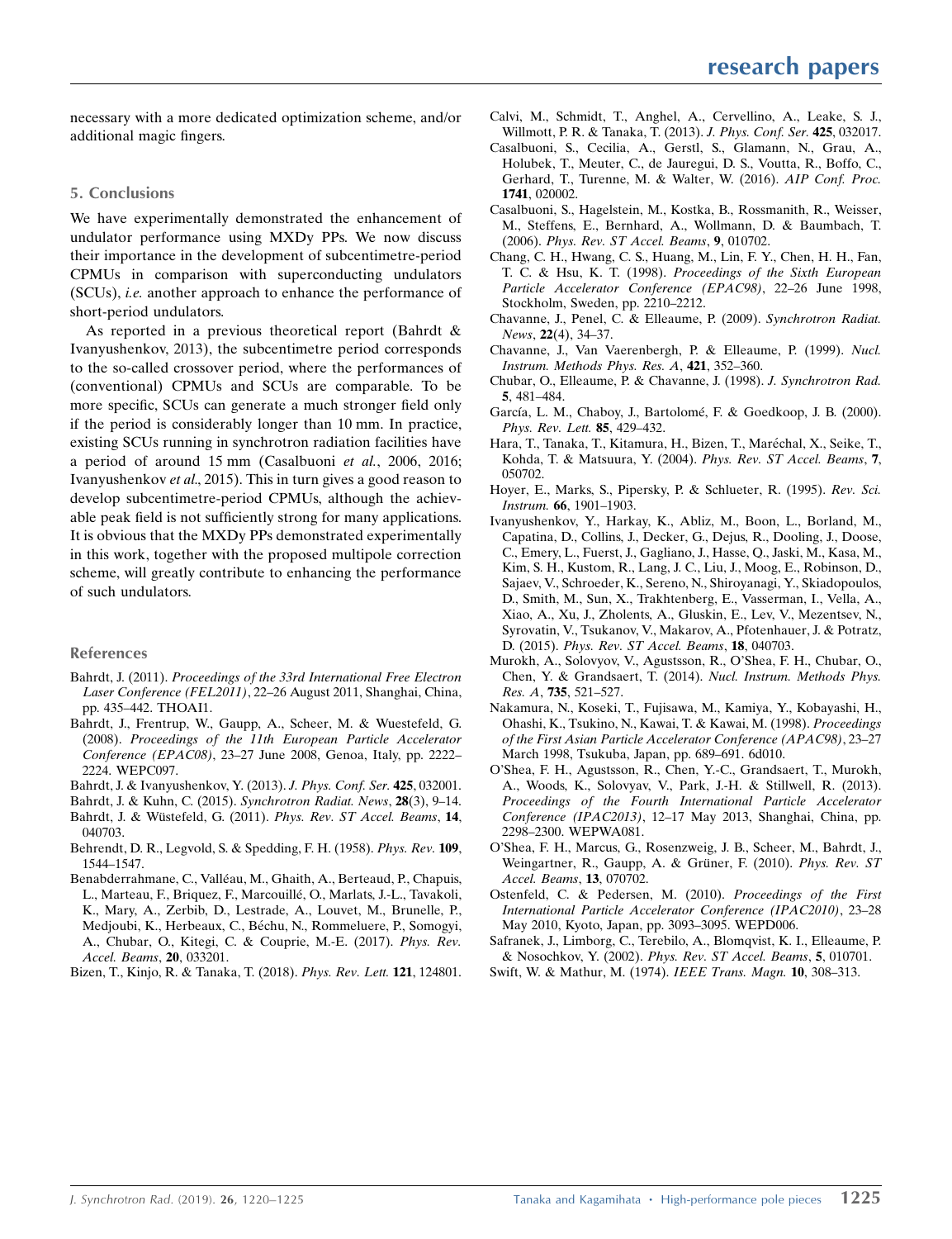necessary with a more dedicated optimization scheme, and/or additional magic fingers.

## 5. Conclusions

We have experimentally demonstrated the enhancement of undulator performance using MXDy PPs. We now discuss their importance in the development of subcentimetre-period CPMUs in comparison with superconducting undulators (SCUs), *i.e.* another approach to enhance the performance of short-period undulators.

As reported in a previous theoretical report (Bahrdt & Ivanyushenkov, 2013), the subcentimetre period corresponds to the so-called crossover period, where the performances of (conventional) CPMUs and SCUs are comparable. To be more specific, SCUs can generate a much stronger field only if the period is considerably longer than 10 mm. In practice, existing SCUs running in synchrotron radiation facilities have a period of around 15 mm (Casalbuoni *et al.*, 2006, 2016; Ivanyushenkov *et al.*, 2015). This in turn gives a good reason to develop subcentimetre-period CPMUs, although the achievable peak field is not sufficiently strong for many applications. It is obvious that the MXDy PPs demonstrated experimentally in this work, together with the proposed multipole correction scheme, will greatly contribute to enhancing the performance of such undulators.

## References

Bahrdt, J. (2011). *Proceedings of the 33rd International Free Electron Laser Conference (FEL2011)*, 22–26 August 2011, Shanghai, China, pp. 435–442. THOAI1.

Bahrdt, J., Frentrup, W., Gaupp, A., Scheer, M. & Wuestefeld, G. (2008). *Proceedings of the 11th European Particle Accelerator Conference (EPAC08)*, 23–27 June 2008, Genoa, Italy, pp. 2222–2224. WEPC097.

Bahrdt, J. & Ivanyushenkov, Y. (2013). *J. Phys. Conf. Ser.* **425**, 032001.

Bahrdt, J. & Kuhn, C. (2015). *Synchrotron Radiat. News*, **28**(3), 9–14.

Bahrdt, J. & Wüstefeld, G. (2011). *Phys. Rev. ST Accel. Beams*, **14**, 040703.

Behrendt, D. R., Legvold, S. & Spedding, F. H. (1958). *Phys. Rev.* **109**, 1544–1547.

Benabderrahmane, C., Valléau, M., Ghaith, A., Berteaud, P., Chapuis, L., Marteau, F., Briquez, F., Marcouillé, O., Marlats, J.-L., Tavakoli, K., Mary, A., Zerbib, D., Lestrade, A., Louvet, M., Brunelle, P., Medjoubi, K., Herbeaux, C., Béchu, N., Rommeluere, P., Somogyi, A., Chubar, O., Kitegi, C. & Couprie, M.-E. (2017). *Phys. Rev. Accel. Beams*, **20**, 033201.

Bizen, T., Kinjo, R. & Tanaka, T. (2018). *Phys. Rev. Lett.* **121**, 124801.

Calvi, M., Schmidt, T., Anghel, A., Cervellino, A., Leake, S. J., Willmott, P. R. & Tanaka, T. (2013). *J. Phys. Conf. Ser.* **425**, 032017.

Casalbuoni, S., Cecilia, A., Gerstl, S., Glamann, N., Grau, A., Holubek, T., Meuter, C., de Jauregui, D. S., Voutta, R., Boffo, C., Gerhard, T., Turenne, M. & Walter, W. (2016). *AIP Conf. Proc.* **1741**, 020002.

Casalbuoni, S., Hagelstein, M., Kostka, B., Rossmanith, R., Weisser, M., Steffens, E., Bernhard, A., Wollmann, D. & Baumbach, T. (2006). *Phys. Rev. ST Accel. Beams*, **9**, 010702.

Chang, C. H., Hwang, C. S., Huang, M., Lin, F. Y., Chen, H. H., Fan, T. C. & Hsu, K. T. (1998). *Proceedings of the Sixth European Particle Accelerator Conference (EPAC98)*, 22–26 June 1998, Stockholm, Sweden, pp. 2210–2212.

Chavanne, J., Penel, C. & Elleaume, P. (2009). *Synchrotron Radiat. News*, **22**(4), 34–37.

Chavanne, J., Van Vaerenbergh, P. & Elleaume, P. (1999). *Nucl. Instrum. Methods Phys. Res. A*, **421**, 352–360.

Chubar, O., Elleaume, P. & Chavanne, J. (1998). *J. Synchrotron Rad.* **5**, 481–484.

García, L. M., Chaboy, J., Bartolomé, F. & Goedkoop, J. B. (2000). *Phys. Rev. Lett.* **85**, 429–432.

Hara, T., Tanaka, T., Kitamura, H., Bizen, T., Maréchal, X., Seike, T., Kohda, T. & Matsuura, Y. (2004). *Phys. Rev. ST Accel. Beams*, **7**, 050702.

Hoyer, E., Marks, S., Pipersky, P. & Schlueter, R. (1995). *Rev. Sci. Instrum.* **66**, 1901–1903.

Ivanyushenkov, Y., Harkay, K., Abliz, M., Boon, L., Borland, M., Capatina, D., Collins, J., Decker, G., Dejus, R., Dooling, J., Doose, C., Emery, L., Fuerst, J., Gagliano, J., Hasse, Q., Jaski, M., Kasa, M., Kim, S. H., Kustom, R., Lang, J. C., Liu, J., Moog, E., Robinson, D., Sajaev, V., Schroeder, K., Sereno, N., Shiroyanagi, Y., Skiadopoulos, D., Smith, M., Sun, X., Trakhtenberg, E., Vasserman, I., Vella, A., Xiao, A., Xu, J., Zholents, A., Gluskin, E., Lev, V., Mezentsev, N., Syrovatin, V., Tsukanov, V., Makarov, A., Pfotenhauer, J. & Potratz, D. (2015). *Phys. Rev. ST Accel. Beams*, **18**, 040703.

Murokh, A., Solovyov, V., Agustsson, R., O'Shea, F. H., Chubar, O., Chen, Y. & Grandsaert, T. (2014). *Nucl. Instrum. Methods Phys. Res. A*, **735**, 521–527.

Nakamura, N., Koseki, T., Fujisawa, M., Kamiya, Y., Kobayashi, H., Ohashi, K., Tsukino, N., Kawai, T. & Kawai, M. (1998). *Proceedings of the First Asian Particle Accelerator Conference (APAC98)*, 23–27 March 1998, Tsukuba, Japan, pp. 689–691. 6d010.

O'Shea, F. H., Agustsson, R., Chen, Y.-C., Grandsaert, T., Murokh, A., Woods, K., Solovyav, V., Park, J.-H. & Stillwell, R. (2013). *Proceedings of the Fourth International Particle Accelerator Conference (IPAC2013)*, 12–17 May 2013, Shanghai, China, pp. 2298–2300. WEPWA081.

O'Shea, F. H., Marcus, G., Rosenzweig, J. B., Scheer, M., Bahrdt, J., Weingartner, R., Gaupp, A. & Grüner, F. (2010). *Phys. Rev. ST Accel. Beams*, **13**, 070702.

Ostenfeld, C. & Pedersen, M. (2010). *Proceedings of the First International Particle Accelerator Conference (IPAC2010)*, 23–28 May 2010, Kyoto, Japan, pp. 3093–3095. WEPD006.

Safranek, J., Limborg, C., Terebilo, A., Blomqvist, K. I., Elleaume, P. & Nosochkov, Y. (2002). *Phys. Rev. ST Accel. Beams*, **5**, 010701.

Swift, W. & Mathur, M. (1974). *IEEE Trans. Magn.* **10**, 308–313.